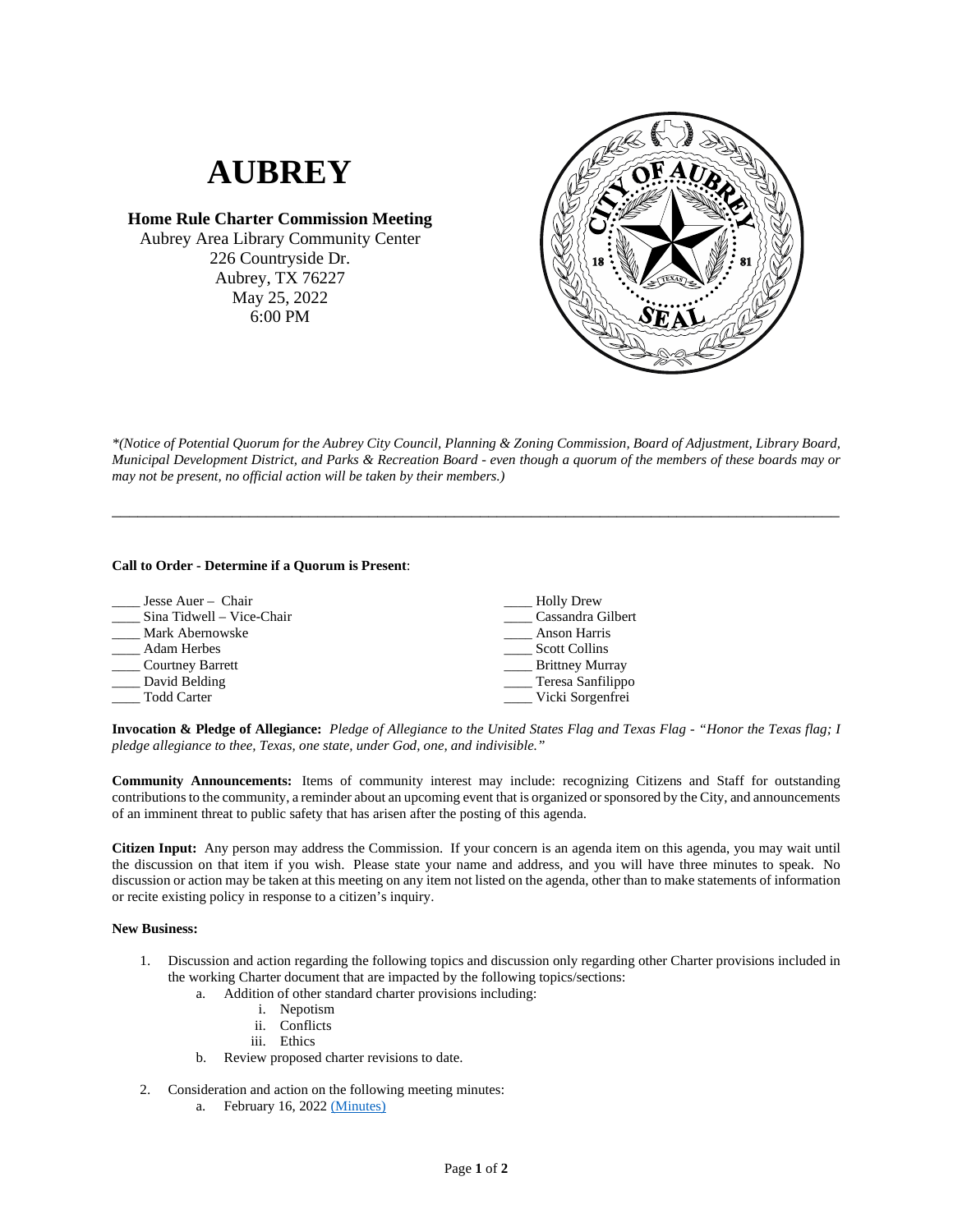# AUBREY

**Home Rule Charter Commission Meeting**
Aubrey Area Library Community Center
226 Countryside Dr.
Aubrey, TX 76227
May 25, 2022
6:00 PM

*\*(Notice of Potential Quorum for the Aubrey City Council, Planning & Zoning Commission, Board of Adjustment, Library Board, Municipal Development District, and Parks & Recreation Board - even though a quorum of the members of these boards may or may not be present, no official action will be taken by their members.)*

---

**Call to Order - Determine if a Quorum is Present**:

____ Jesse Auer – Chair
____ Sina Tidwell – Vice-Chair
____ Mark Abernowske
____ Adam Herbes
____ Courtney Barrett
____ David Belding
____ Todd Carter
____ Holly Drew
____ Cassandra Gilbert
____ Anson Harris
____ Scott Collins
____ Brittney Murray
____ Teresa Sanfilippo
____ Vicki Sorgenfrei

**Invocation & Pledge of Allegiance:** *Pledge of Allegiance to the United States Flag and Texas Flag - "Honor the Texas flag; I pledge allegiance to thee, Texas, one state, under God, one, and indivisible."*

**Community Announcements:** Items of community interest may include: recognizing Citizens and Staff for outstanding contributions to the community, a reminder about an upcoming event that is organized or sponsored by the City, and announcements of an imminent threat to public safety that has arisen after the posting of this agenda.

**Citizen Input:** Any person may address the Commission. If your concern is an agenda item on this agenda, you may wait until the discussion on that item if you wish. Please state your name and address, and you will have three minutes to speak. No discussion or action may be taken at this meeting on any item not listed on the agenda, other than to make statements of information or recite existing policy in response to a citizen's inquiry.

**New Business:**

1. Discussion and action regarding the following topics and discussion only regarding other Charter provisions included in the working Charter document that are impacted by the following topics/sections:
   a. Addition of other standard charter provisions including:
      i. Nepotism
      ii. Conflicts
      iii. Ethics
   b. Review proposed charter revisions to date.

2. Consideration and action on the following meeting minutes:
   a. February 16, 2022 (Minutes)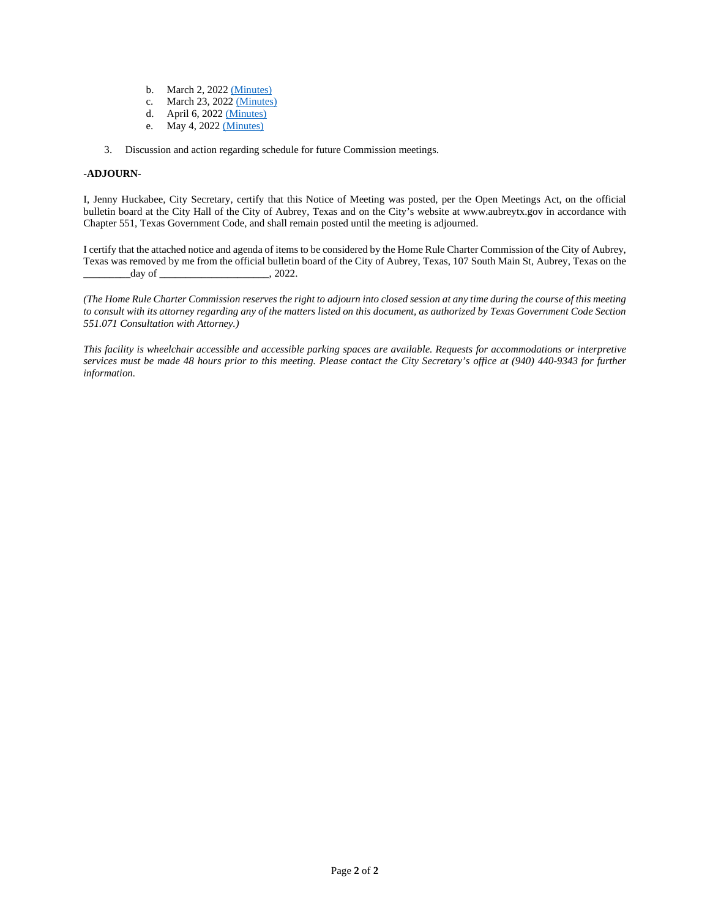b. March 2, 2022 (Minutes)
   c. March 23, 2022 (Minutes)
   d. April 6, 2022 (Minutes)
   e. May 4, 2022 (Minutes)

3. Discussion and action regarding schedule for future Commission meetings.

**-ADJOURN-**

I, Jenny Huckabee, City Secretary, certify that this Notice of Meeting was posted, per the Open Meetings Act, on the official bulletin board at the City Hall of the City of Aubrey, Texas and on the City's website at www.aubreytx.gov in accordance with Chapter 551, Texas Government Code, and shall remain posted until the meeting is adjourned.

I certify that the attached notice and agenda of items to be considered by the Home Rule Charter Commission of the City of Aubrey, Texas was removed by me from the official bulletin board of the City of Aubrey, Texas, 107 South Main St, Aubrey, Texas on the _________day of _____________________, 2022.

*(The Home Rule Charter Commission reserves the right to adjourn into closed session at any time during the course of this meeting to consult with its attorney regarding any of the matters listed on this document, as authorized by Texas Government Code Section 551.071 Consultation with Attorney.)*

*This facility is wheelchair accessible and accessible parking spaces are available. Requests for accommodations or interpretive services must be made 48 hours prior to this meeting. Please contact the City Secretary's office at (940) 440-9343 for further information.*